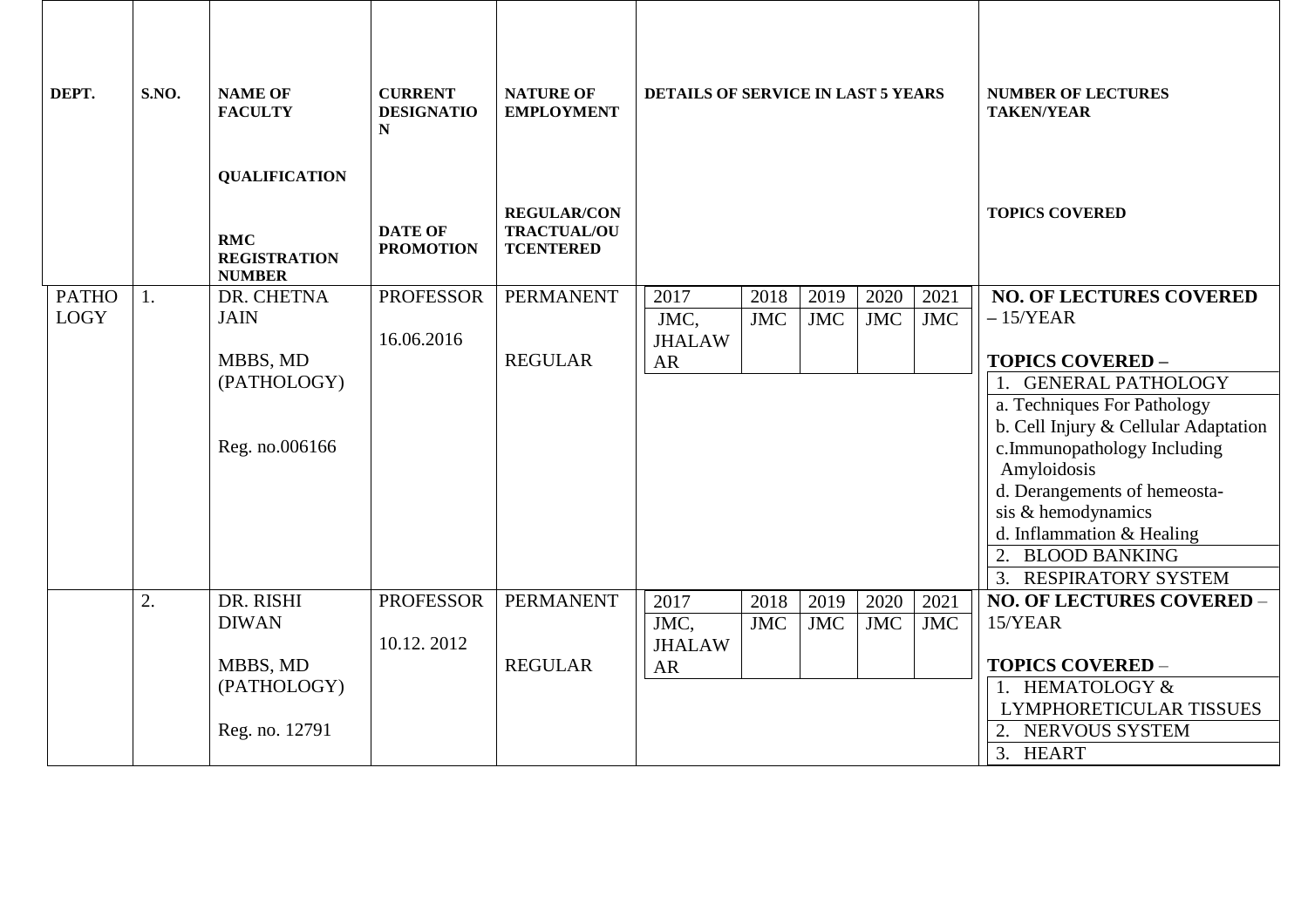| DEPT. | S.NO. | NAME OF FACULTY<br><br>QUALIFICATION<br><br>RMC REGISTRATION NUMBER | CURRENT DESIGNATION<br><br>DATE OF PROMOTION | NATURE OF EMPLOYMENT<br><br>REGULAR/CONTRACTUAL/OUTCENTERED | DETAILS OF SERVICE IN LAST 5 YEARS | | | | | NUMBER OF LECTURES TAKEN/YEAR<br><br>TOPICS COVERED |
|---|---|---|---|---|---|---|---|---|---|---|
| | | | | | 2017 | 2018 | 2019 | 2020 | 2021 | |
| PATHOLOGY | 1. | DR. CHETNA JAIN<br><br>MBBS, MD (PATHOLOGY)<br><br>Reg. no.006166 | PROFESSOR<br><br>16.06.2016 | PERMANENT<br><br>REGULAR | JMC, JHALAWAR | JMC | JMC | JMC | JMC | **NO. OF LECTURES COVERED – 15/YEAR**<br><br>**TOPICS COVERED –**<br>1. GENERAL PATHOLOGY<br>a. Techniques For Pathology<br>b. Cell Injury & Cellular Adaptation<br>c.Immunopathology Including Amyloidosis<br>d. Derangements of hemeostasis & hemodynamics<br>d. Inflammation & Healing<br>2. BLOOD BANKING<br>3. RESPIRATORY SYSTEM |
| | | | | | 2017 | 2018 | 2019 | 2020 | 2021 | |
| | 2. | DR. RISHI DIWAN<br><br>MBBS, MD (PATHOLOGY)<br><br>Reg. no. 12791 | PROFESSOR<br><br>10.12. 2012 | PERMANENT<br><br>REGULAR | JMC, JHALAWAR | JMC | JMC | JMC | JMC | **NO. OF LECTURES COVERED** – 15/YEAR<br><br>**TOPICS COVERED** –<br>1. HEMATOLOGY & LYMPHORETICULAR TISSUES<br>2. NERVOUS SYSTEM<br>3. HEART |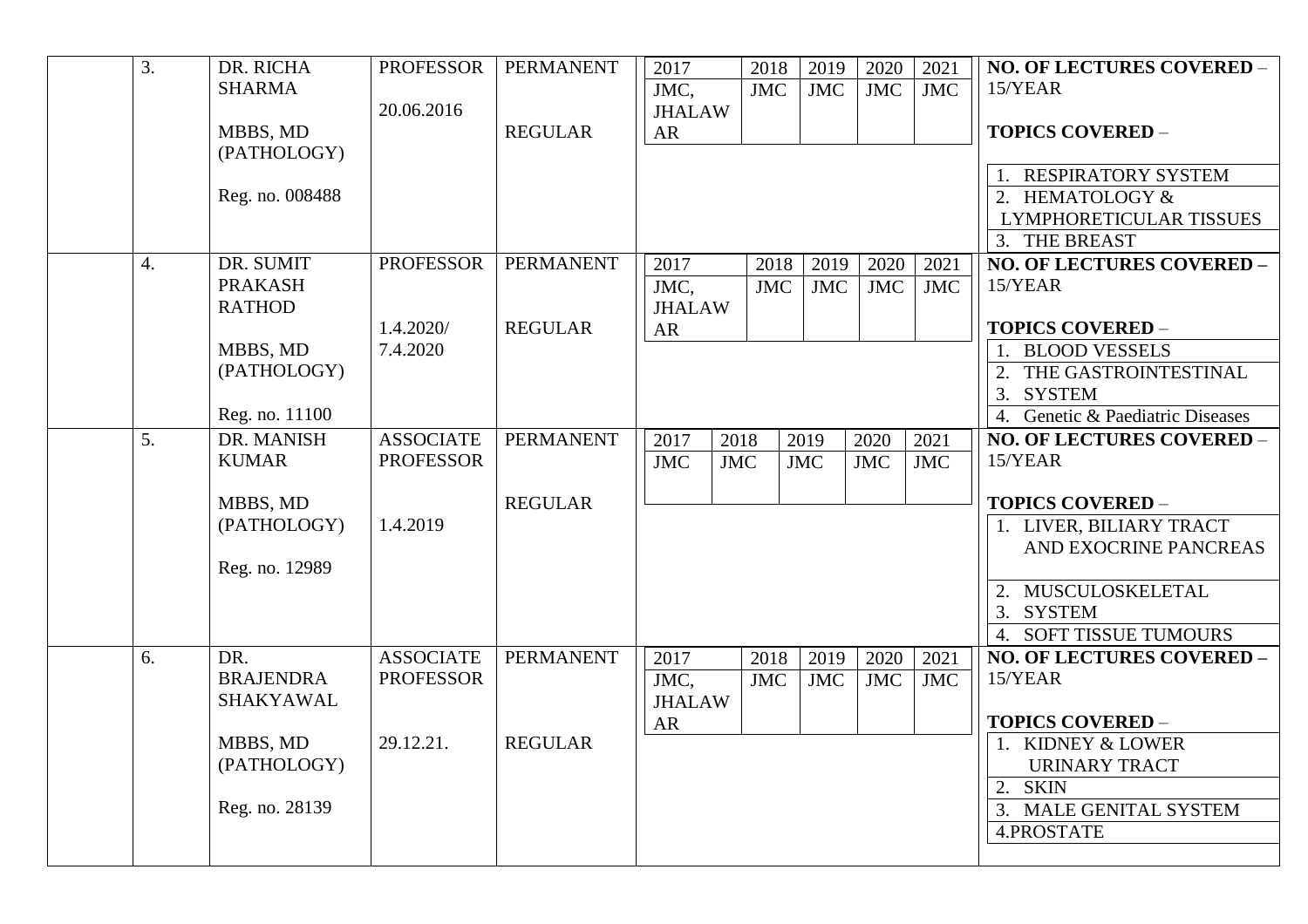|  | 3. | DR. RICHA SHARMA<br><br>MBBS, MD (PATHOLOGY)<br><br>Reg. no. 008488 | PROFESSOR<br><br>20.06.2016 | PERMANENT<br><br>REGULAR | 2017: JMC, JHALAWAR; 2018: JMC; 2019: JMC; 2020: JMC; 2021: JMC | **NO. OF LECTURES COVERED** – 15/YEAR<br><br>**TOPICS COVERED** –<br>1. RESPIRATORY SYSTEM<br>2. HEMATOLOGY & LYMPHORETICULAR TISSUES<br>3. THE BREAST |
|---|---|---|---|---|---|---|
|  | 4. | DR. SUMIT PRAKASH RATHOD<br><br>MBBS, MD (PATHOLOGY)<br><br>Reg. no. 11100 | PROFESSOR<br><br>1.4.2020/ 7.4.2020 | PERMANENT<br><br>REGULAR | 2017: JMC, JHALAWAR; 2018: JMC; 2019: JMC; 2020: JMC; 2021: JMC | **NO. OF LECTURES COVERED –** 15/YEAR<br><br>**TOPICS COVERED** –<br>1. BLOOD VESSELS<br>2. THE GASTROINTESTINAL<br>3. SYSTEM<br>4. Genetic & Paediatric Diseases |
|  | 5. | DR. MANISH KUMAR<br><br>MBBS, MD (PATHOLOGY)<br><br>Reg. no. 12989 | ASSOCIATE PROFESSOR<br><br>1.4.2019 | PERMANENT<br><br>REGULAR | 2017: JMC; 2018: JMC; 2019: JMC; 2020: JMC; 2021: JMC | **NO. OF LECTURES COVERED** – 15/YEAR<br><br>**TOPICS COVERED** –<br>1. LIVER, BILIARY TRACT AND EXOCRINE PANCREAS<br>2. MUSCULOSKELETAL<br>3. SYSTEM<br>4. SOFT TISSUE TUMOURS |
|  | 6. | DR. BRAJENDRA SHAKYAWAL<br><br>MBBS, MD (PATHOLOGY)<br><br>Reg. no. 28139 | ASSOCIATE PROFESSOR<br><br>29.12.21. | PERMANENT<br><br>REGULAR | 2017: JMC, JHALAWAR; 2018: JMC; 2019: JMC; 2020: JMC; 2021: JMC | **NO. OF LECTURES COVERED –** 15/YEAR<br><br>**TOPICS COVERED** –<br>1. KIDNEY & LOWER URINARY TRACT<br>2. SKIN<br>3. MALE GENITAL SYSTEM<br>4.PROSTATE |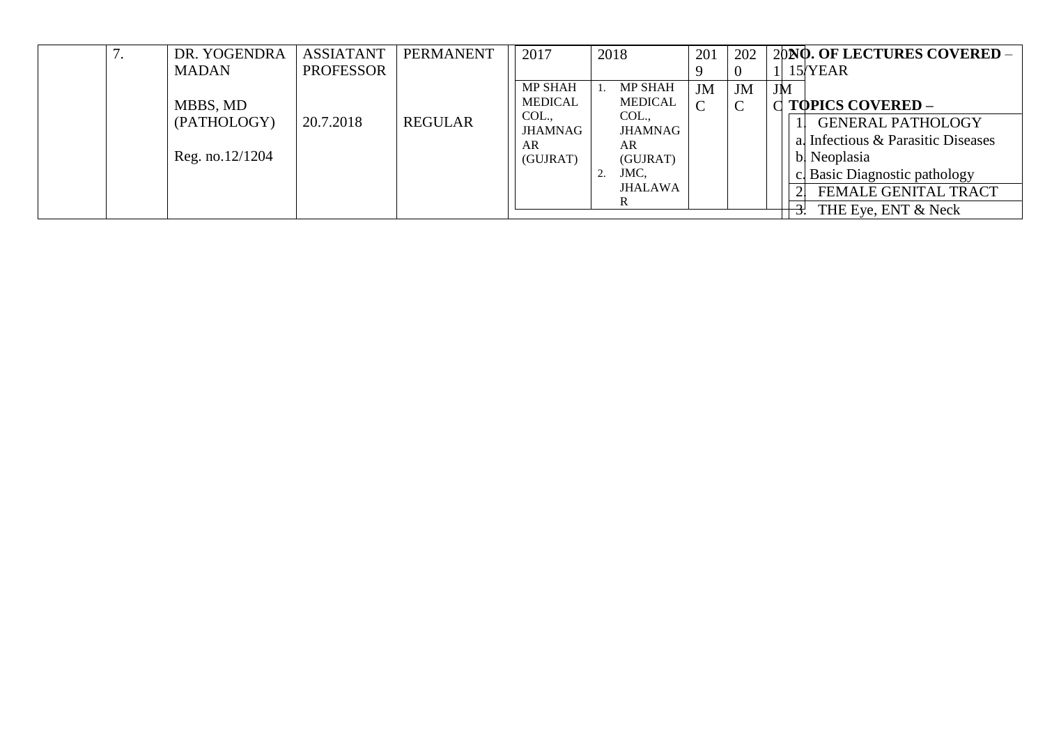| | | | | | | | | | | |
|---|---|---|---|---|---|---|---|---|---|---|
| | 7. | DR. YOGENDRA MADAN<br><br>MBBS, MD (PATHOLOGY)<br><br>Reg. no.12/1204 | ASSIATANT PROFESSOR<br><br>20.7.2018 | PERMANENT<br><br>REGULAR | 2017<br><br>MP SHAH MEDICAL COL., JHAMNAGAR (GUJRAT) | 2018<br><br>1. MP SHAH MEDICAL COL., JHAMNAGAR (GUJRAT)<br>2. JMC, JHALAWAR | 2019<br><br>JMC | 2020<br><br>JMC | 2021<br><br>JMC | **NO. OF LECTURES COVERED** – 15/YEAR<br><br>**TOPICS COVERED –**<br>1. GENERAL PATHOLOGY<br>a. Infectious & Parasitic Diseases<br>b. Neoplasia<br>c. Basic Diagnostic pathology<br>2. FEMALE GENITAL TRACT<br>3. THE Eye, ENT & Neck |